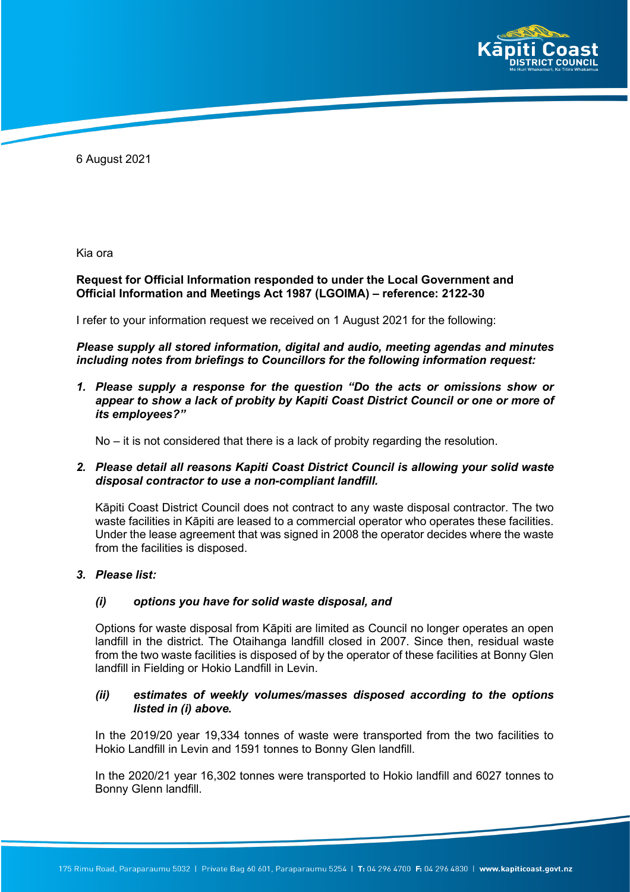6 August 2021

Kia ora

**Request for Official Information responded to under the Local Government and Official Information and Meetings Act 1987 (LGOIMA) – reference: 2122-30**

I refer to your information request we received on 1 August 2021 for the following:

***Please supply all stored information, digital and audio, meeting agendas and minutes including notes from briefings to Councillors for the following information request:***

1. ***Please supply a response for the question "Do the acts or omissions show or appear to show a lack of probity by Kapiti Coast District Council or one or more of its employees?"***

   No – it is not considered that there is a lack of probity regarding the resolution.

2. ***Please detail all reasons Kapiti Coast District Council is allowing your solid waste disposal contractor to use a non-compliant landfill.***

   Kāpiti Coast District Council does not contract to any waste disposal contractor. The two waste facilities in Kāpiti are leased to a commercial operator who operates these facilities. Under the lease agreement that was signed in 2008 the operator decides where the waste from the facilities is disposed.

3. ***Please list:***

   ***(i) options you have for solid waste disposal, and***

   Options for waste disposal from Kāpiti are limited as Council no longer operates an open landfill in the district. The Otaihanga landfill closed in 2007. Since then, residual waste from the two waste facilities is disposed of by the operator of these facilities at Bonny Glen landfill in Fielding or Hokio Landfill in Levin.

   ***(ii) estimates of weekly volumes/masses disposed according to the options listed in (i) above.***

   In the 2019/20 year 19,334 tonnes of waste were transported from the two facilities to Hokio Landfill in Levin and 1591 tonnes to Bonny Glen landfill.

   In the 2020/21 year 16,302 tonnes were transported to Hokio landfill and 6027 tonnes to Bonny Glenn landfill.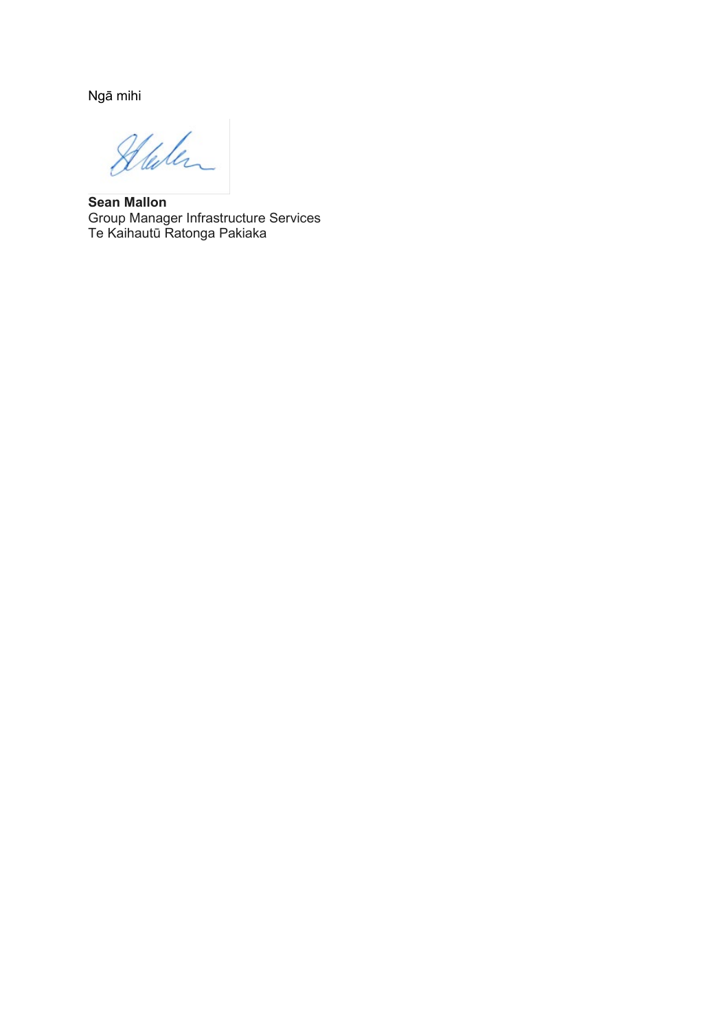Ngā mihi

**Sean Mallon**
Group Manager Infrastructure Services
Te Kaihautū Ratonga Pakiaka